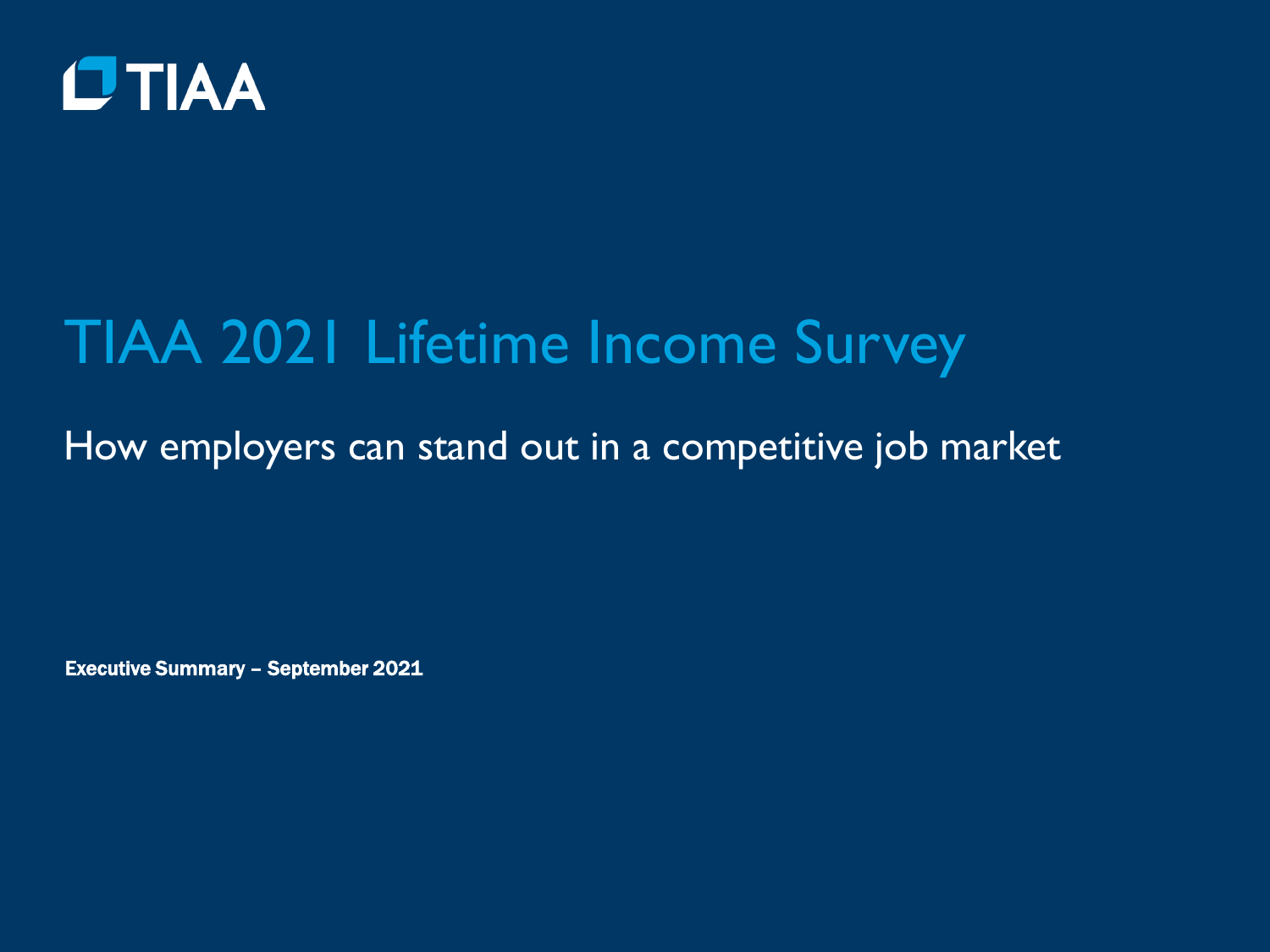TIAA

# TIAA 2021 Lifetime Income Survey

## How employers can stand out in a competitive job market

**Executive Summary – September 2021**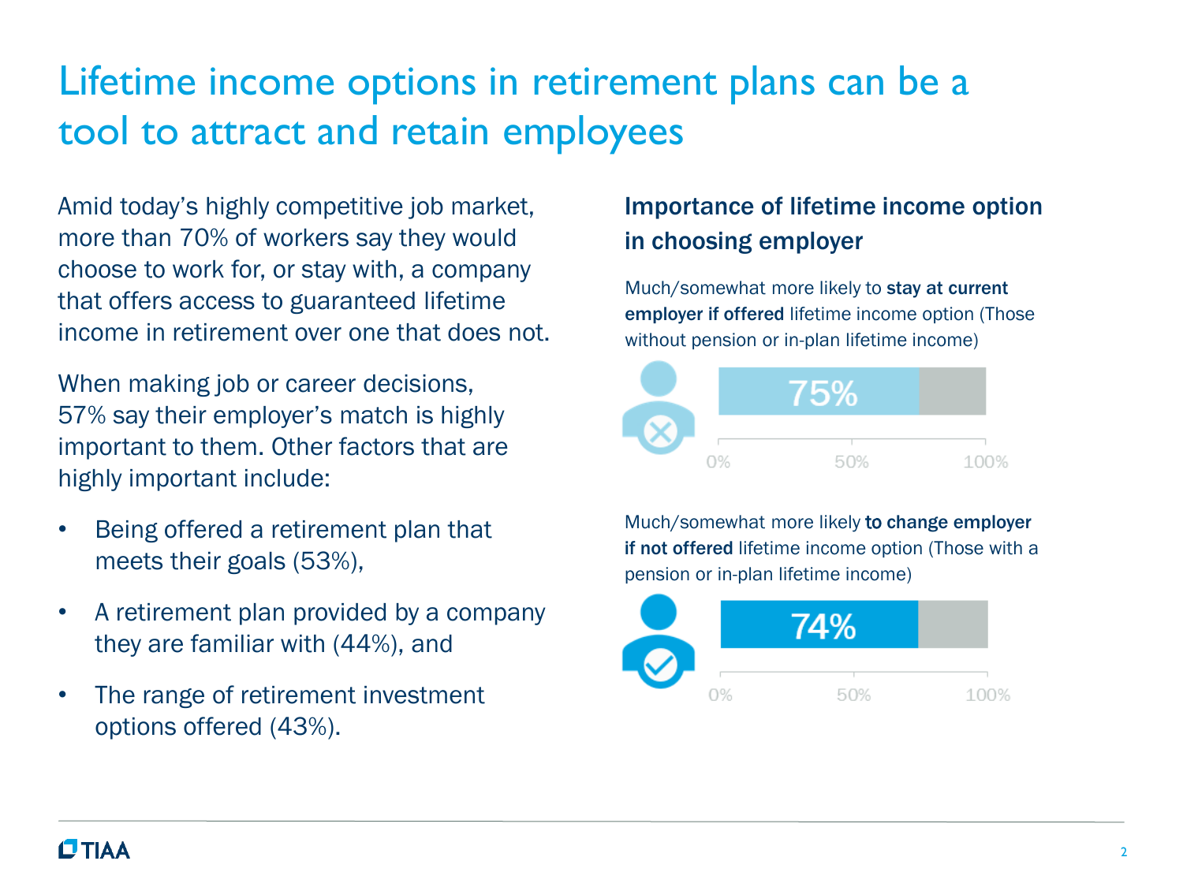# Lifetime income options in retirement plans can be a tool to attract and retain employees

Amid today's highly competitive job market, more than 70% of workers say they would choose to work for, or stay with, a company that offers access to guaranteed lifetime income in retirement over one that does not.

When making job or career decisions, 57% say their employer's match is highly important to them. Other factors that are highly important include:

- Being offered a retirement plan that meets their goals (53%),
- A retirement plan provided by a company they are familiar with (44%), and
- The range of retirement investment options offered (43%).

## Importance of lifetime income option in choosing employer

Much/somewhat more likely to **stay at current employer if offered** lifetime income option (Those without pension or in-plan lifetime income)

75%

0% 50% 100%

Much/somewhat more likely **to change employer if not offered** lifetime income option (Those with a pension or in-plan lifetime income)

74%

0% 50% 100%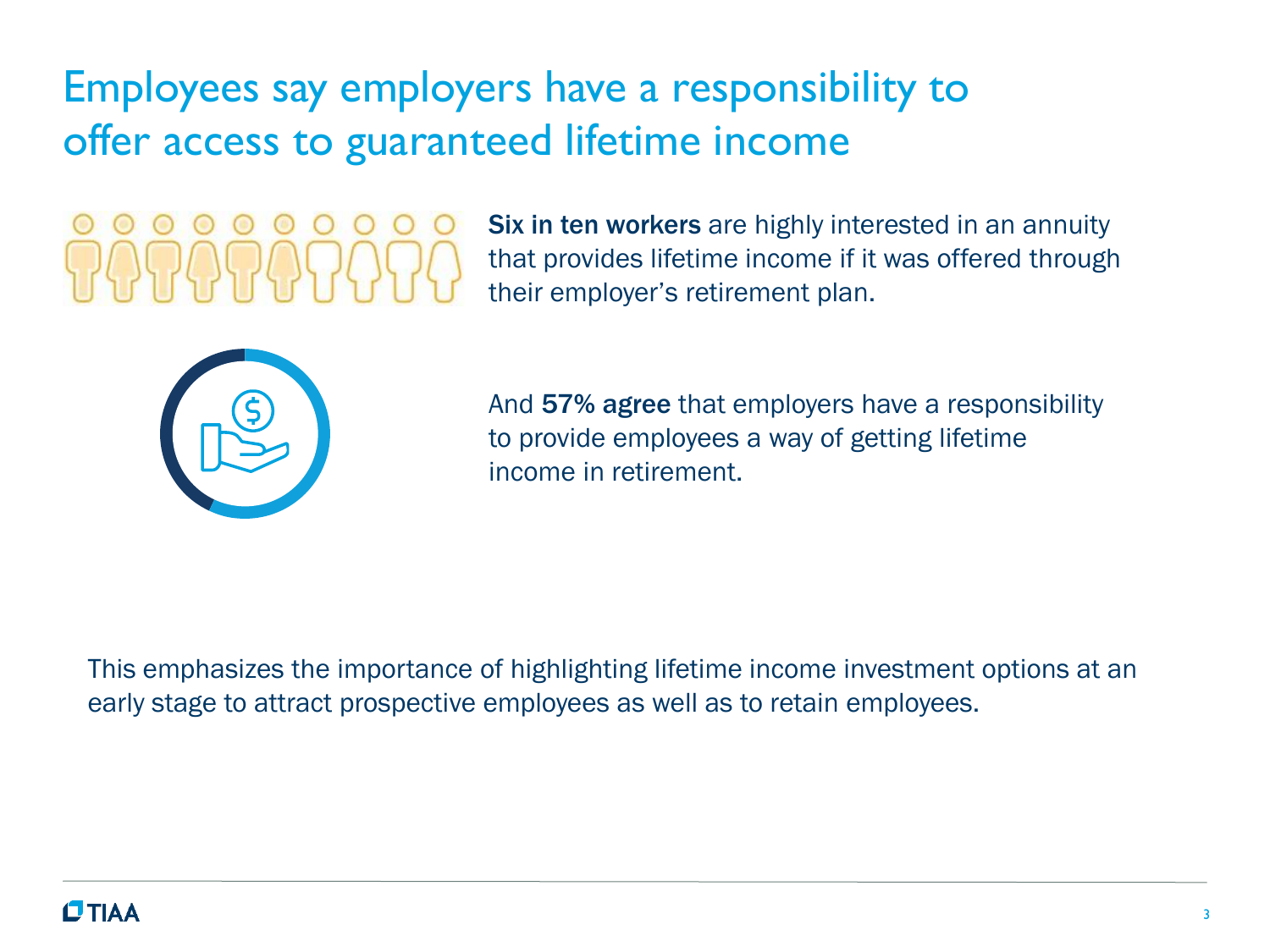# Employees say employers have a responsibility to offer access to guaranteed lifetime income

**Six in ten workers** are highly interested in an annuity that provides lifetime income if it was offered through their employer's retirement plan.

And **57% agree** that employers have a responsibility to provide employees a way of getting lifetime income in retirement.

This emphasizes the importance of highlighting lifetime income investment options at an early stage to attract prospective employees as well as to retain employees.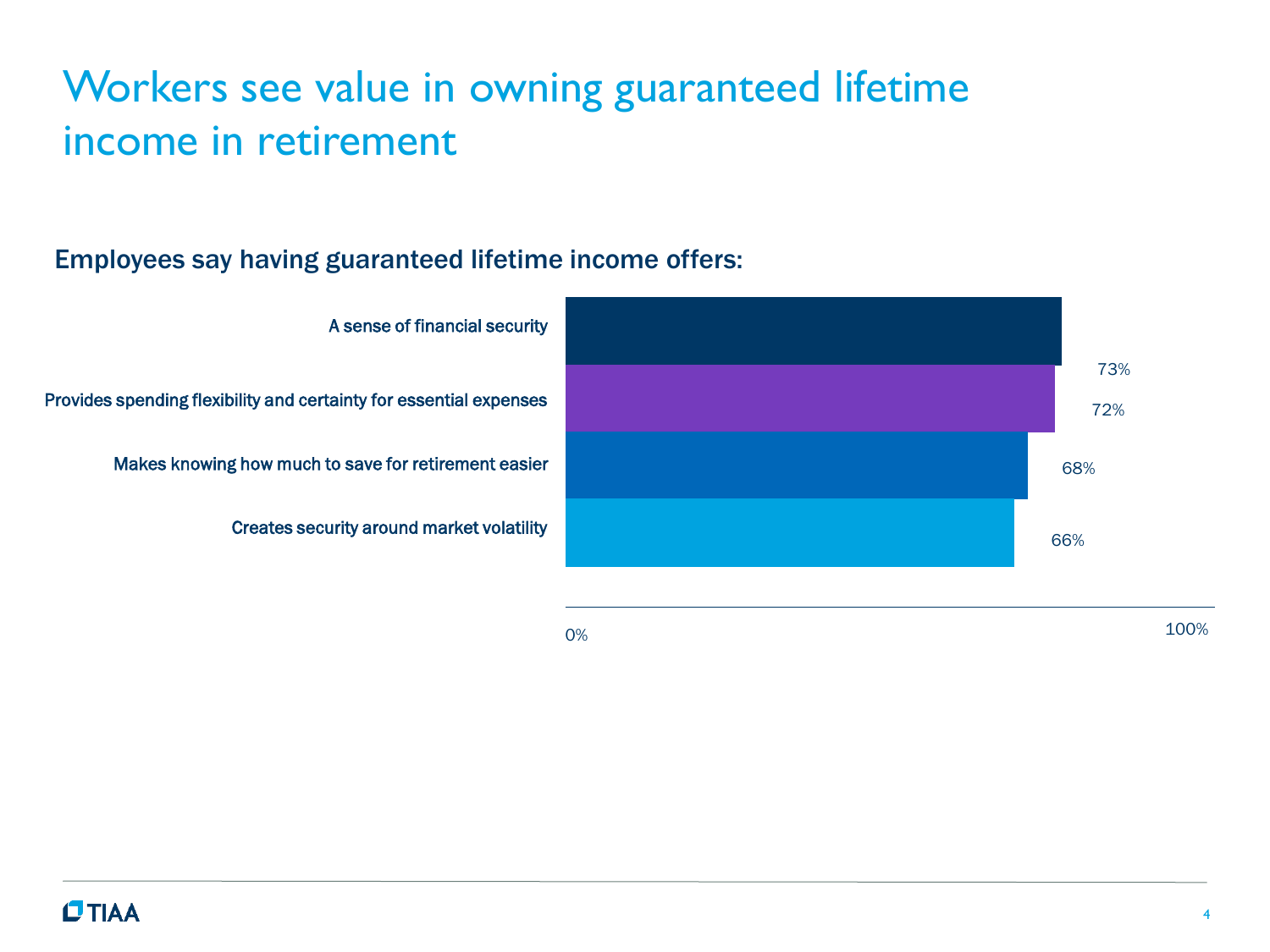# Workers see value in owning guaranteed lifetime income in retirement

## Employees say having guaranteed lifetime income offers:

| Benefit | Percentage |
| --- | --- |
| A sense of financial security | 73% |
| Provides spending flexibility and certainty for essential expenses | 72% |
| Makes knowing how much to save for retirement easier | 68% |
| Creates security around market volatility | 66% |

TIAA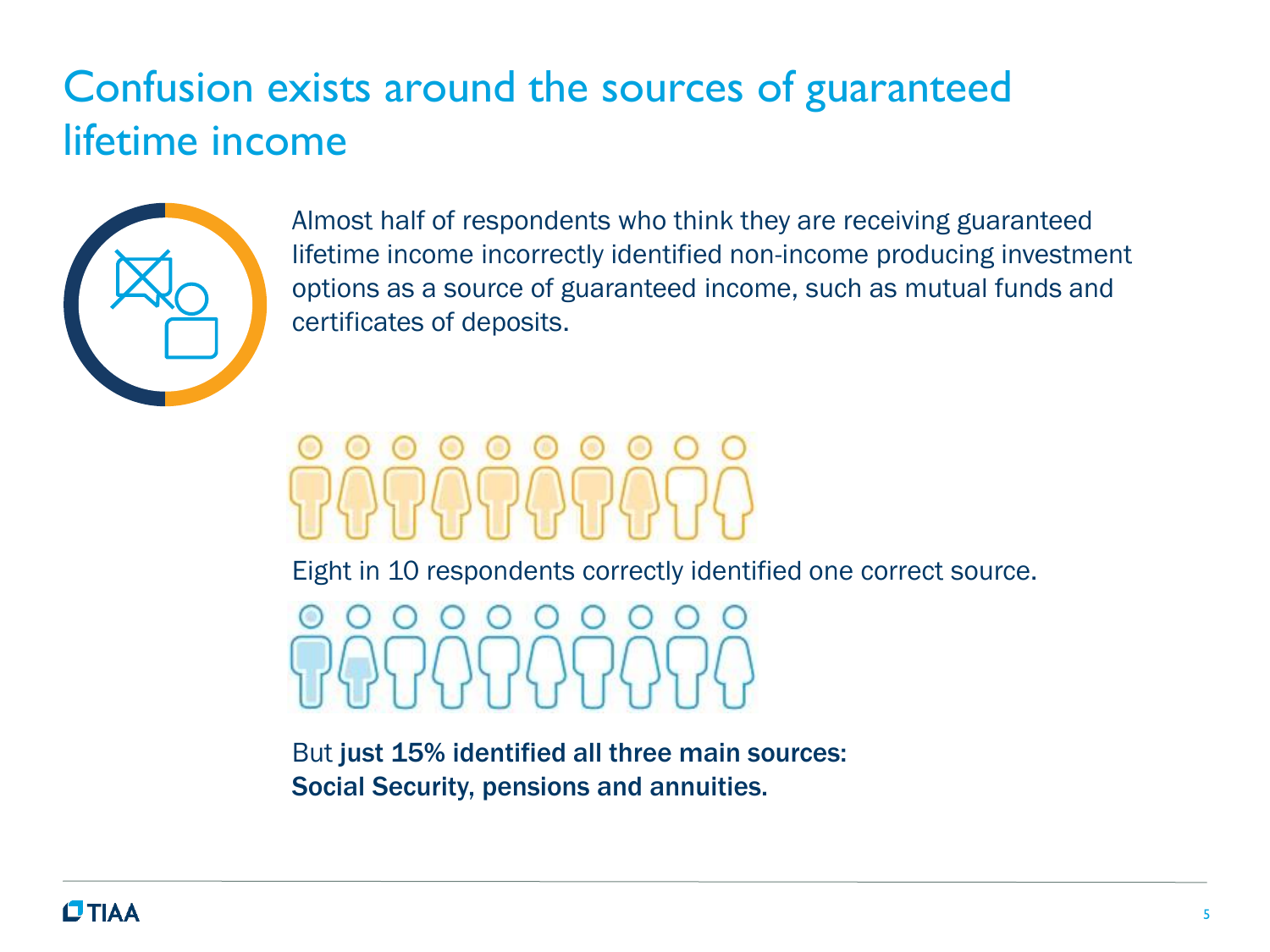# Confusion exists around the sources of guaranteed lifetime income

Almost half of respondents who think they are receiving guaranteed lifetime income incorrectly identified non-income producing investment options as a source of guaranteed income, such as mutual funds and certificates of deposits.

Eight in 10 respondents correctly identified one correct source.

But **just 15% identified all three main sources: Social Security, pensions and annuities.**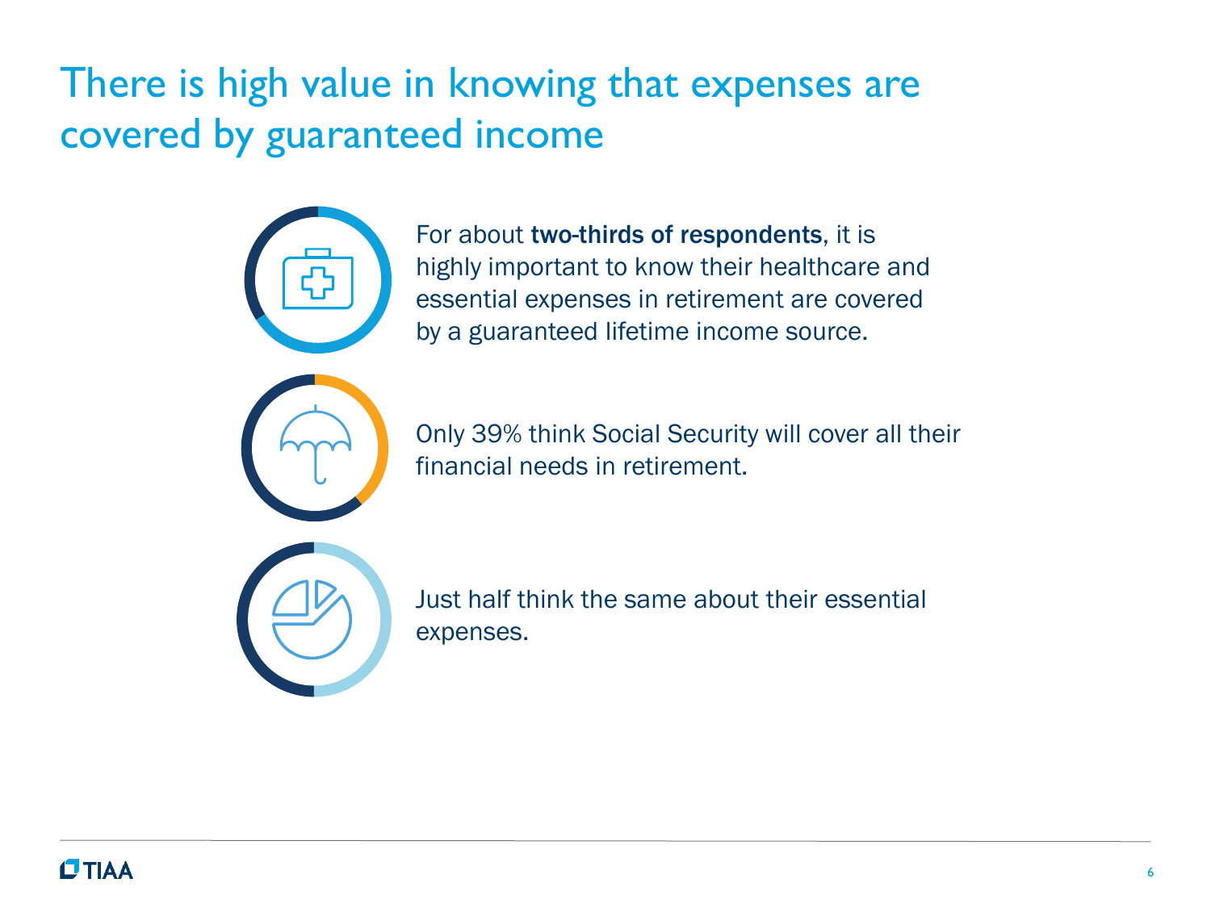# There is high value in knowing that expenses are covered by guaranteed income

For about **two-thirds of respondents**, it is highly important to know their healthcare and essential expenses in retirement are covered by a guaranteed lifetime income source.

Only 39% think Social Security will cover all their financial needs in retirement.

Just half think the same about their essential expenses.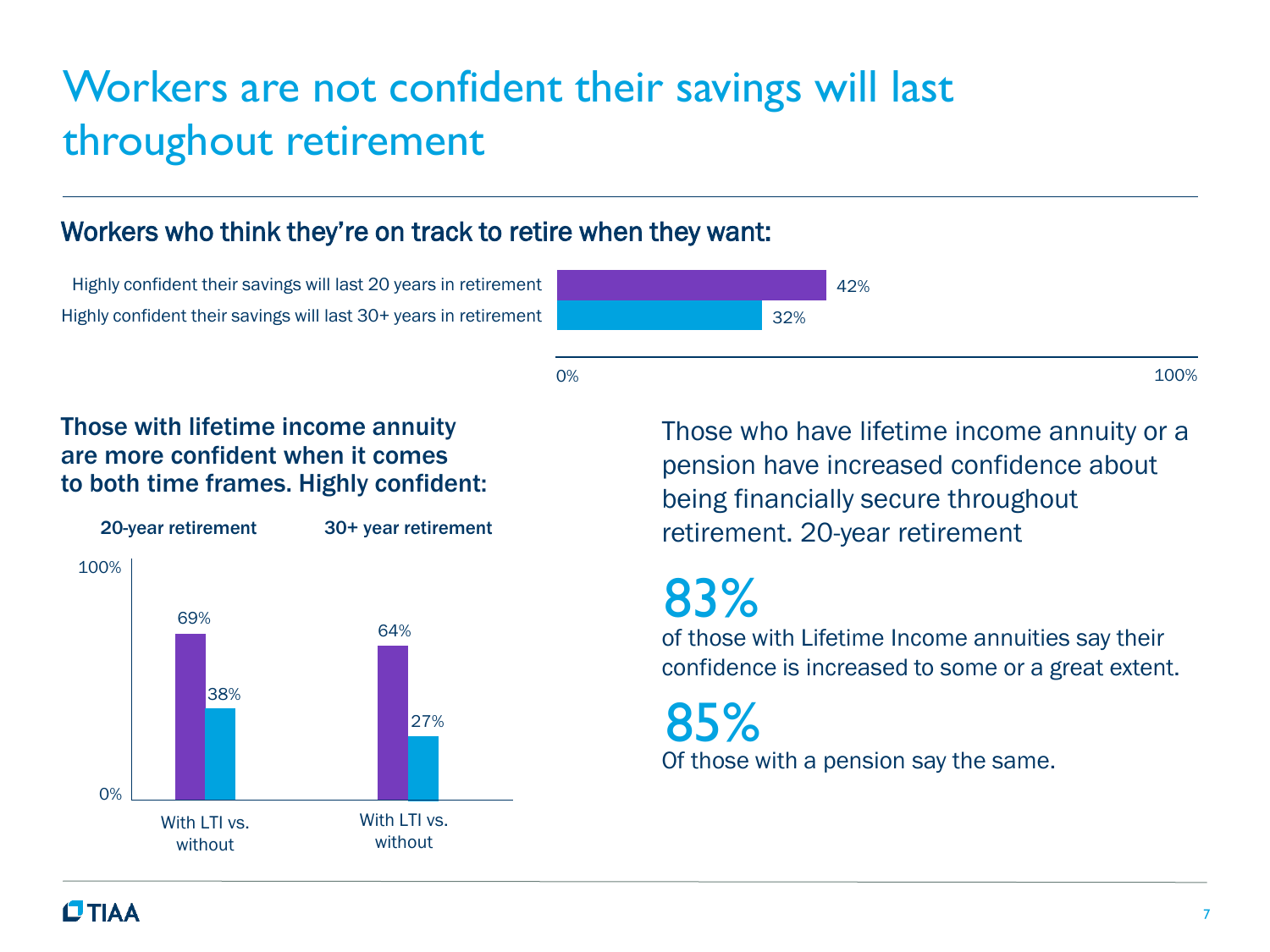# Workers are not confident their savings will last throughout retirement

## Workers who think they're on track to retire when they want:

| | |
|---|---|
| Highly confident their savings will last 20 years in retirement | 42% |
| Highly confident their savings will last 30+ years in retirement | 32% |

### Those with lifetime income annuity are more confident when it comes to both time frames. Highly confident:

| | With LTI | Without |
|---|---|---|
| 20-year retirement | 69% | 38% |
| 30+ year retirement | 64% | 27% |

Those who have lifetime income annuity or a pension have increased confidence about being financially secure throughout retirement. 20-year retirement

**83%**
of those with Lifetime Income annuities say their confidence is increased to some or a great extent.

**85%**
Of those with a pension say the same.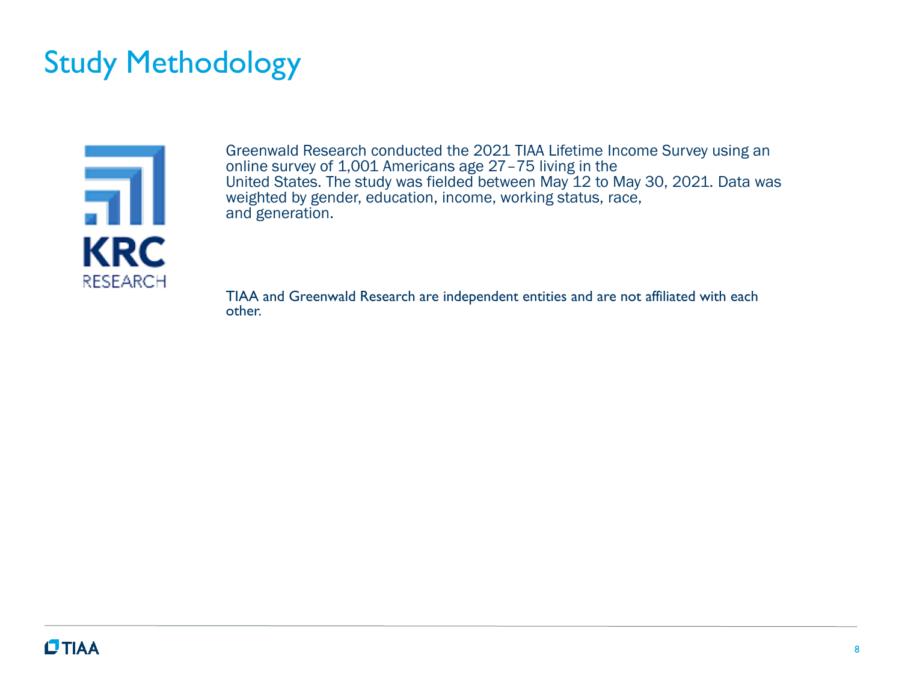# Study Methodology

Greenwald Research conducted the 2021 TIAA Lifetime Income Survey using an online survey of 1,001 Americans age 27–75 living in the United States. The study was fielded between May 12 to May 30, 2021. Data was weighted by gender, education, income, working status, race, and generation.

TIAA and Greenwald Research are independent entities and are not affiliated with each other.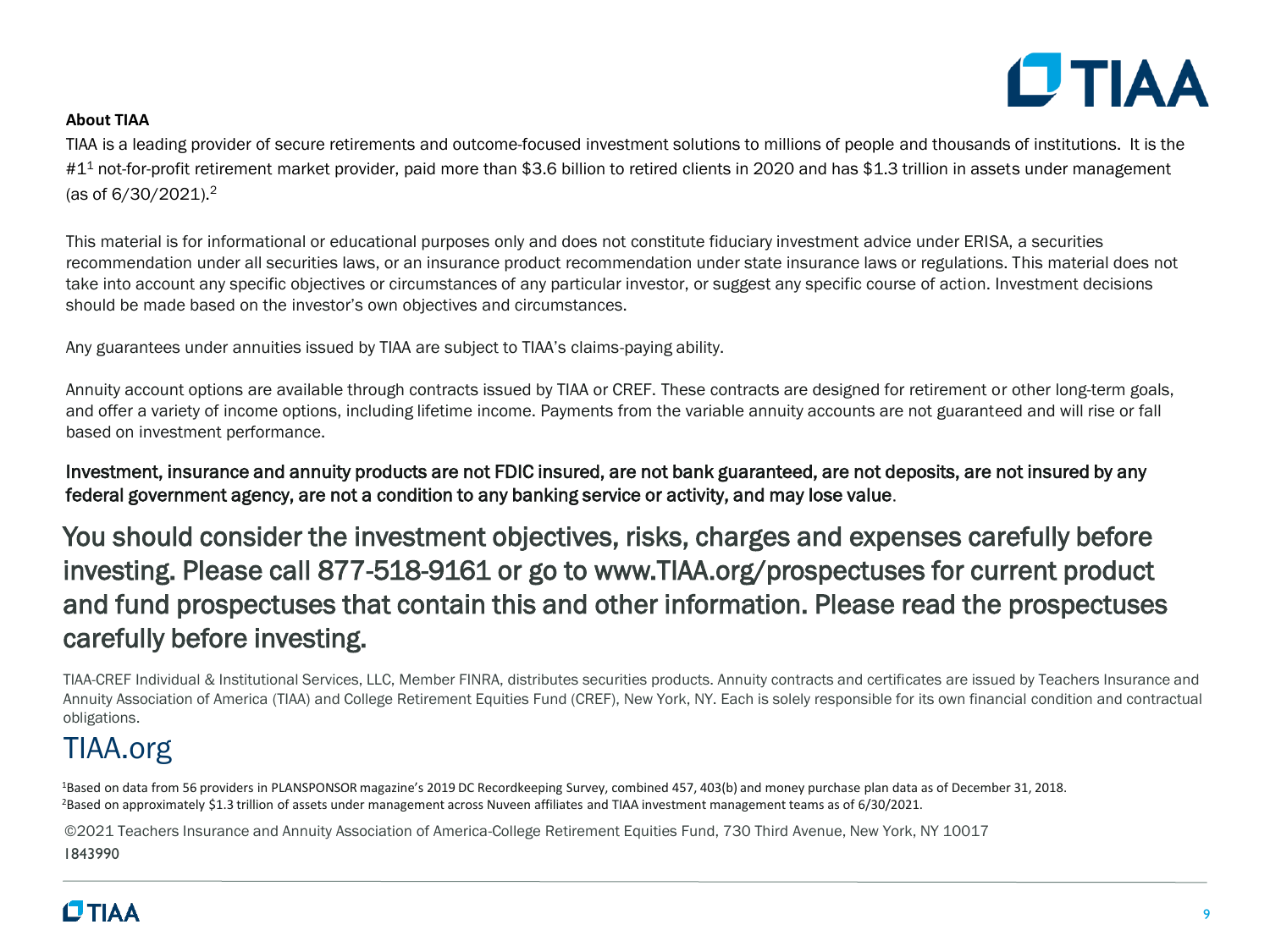**About TIAA**

TIAA is a leading provider of secure retirements and outcome-focused investment solutions to millions of people and thousands of institutions. It is the #1[1] not-for-profit retirement market provider, paid more than $3.6 billion to retired clients in 2020 and has $1.3 trillion in assets under management (as of 6/30/2021).[2]

This material is for informational or educational purposes only and does not constitute fiduciary investment advice under ERISA, a securities recommendation under all securities laws, or an insurance product recommendation under state insurance laws or regulations. This material does not take into account any specific objectives or circumstances of any particular investor, or suggest any specific course of action. Investment decisions should be made based on the investor's own objectives and circumstances.

Any guarantees under annuities issued by TIAA are subject to TIAA's claims-paying ability.

Annuity account options are available through contracts issued by TIAA or CREF. These contracts are designed for retirement or other long-term goals, and offer a variety of income options, including lifetime income. Payments from the variable annuity accounts are not guaranteed and will rise or fall based on investment performance.

Investment, insurance and annuity products are not FDIC insured, are not bank guaranteed, are not deposits, are not insured by any federal government agency, are not a condition to any banking service or activity, and may lose value.

You should consider the investment objectives, risks, charges and expenses carefully before investing. Please call 877-518-9161 or go to www.TIAA.org/prospectuses for current product and fund prospectuses that contain this and other information. Please read the prospectuses carefully before investing.

TIAA-CREF Individual & Institutional Services, LLC, Member FINRA, distributes securities products. Annuity contracts and certificates are issued by Teachers Insurance and Annuity Association of America (TIAA) and College Retirement Equities Fund (CREF), New York, NY. Each is solely responsible for its own financial condition and contractual obligations.

TIAA.org

[1]Based on data from 56 providers in PLANSPONSOR magazine's 2019 DC Recordkeeping Survey, combined 457, 403(b) and money purchase plan data as of December 31, 2018.
[2]Based on approximately $1.3 trillion of assets under management across Nuveen affiliates and TIAA investment management teams as of 6/30/2021.

©2021 Teachers Insurance and Annuity Association of America-College Retirement Equities Fund, 730 Third Avenue, New York, NY 10017
1843990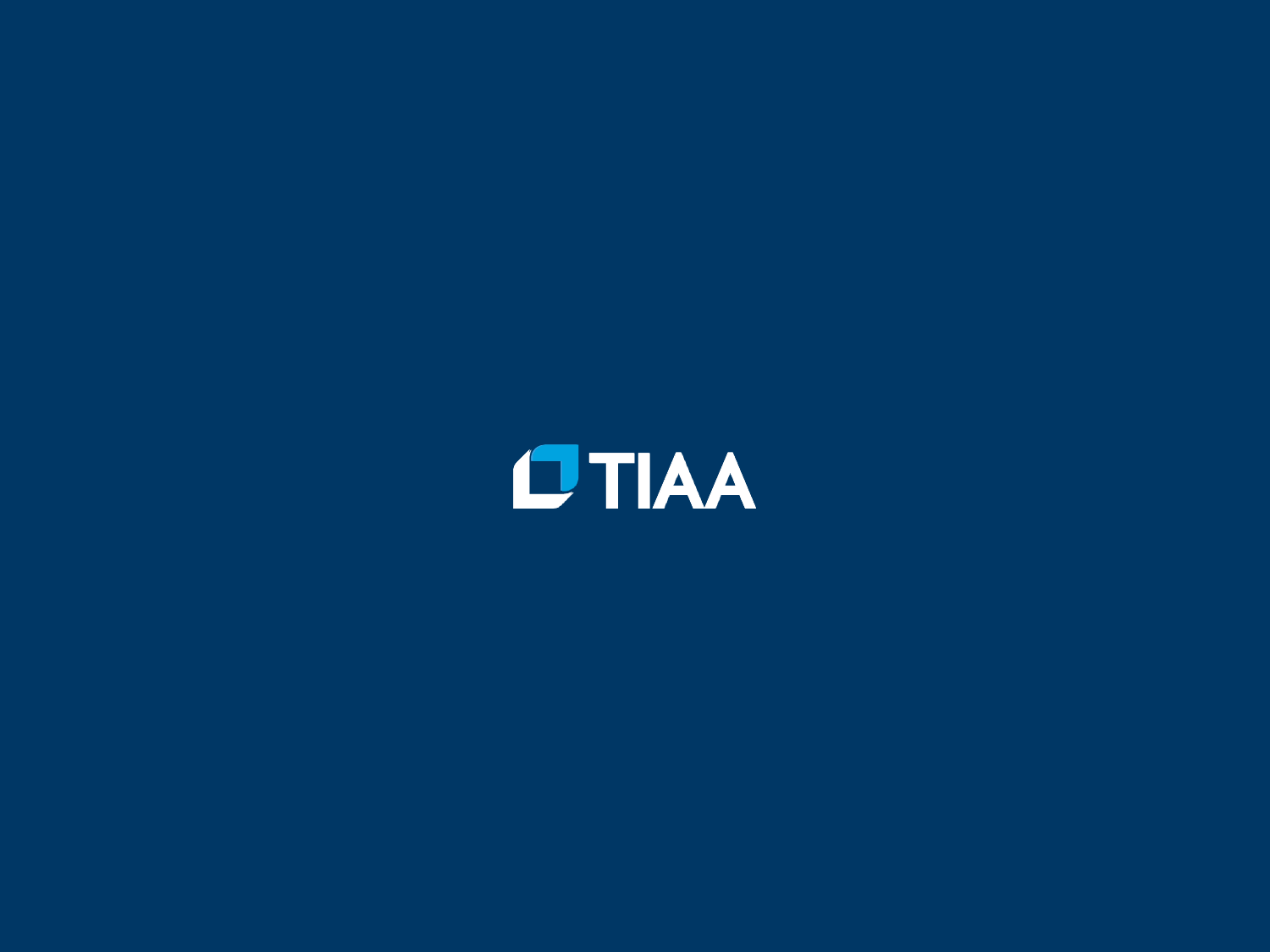TIAA